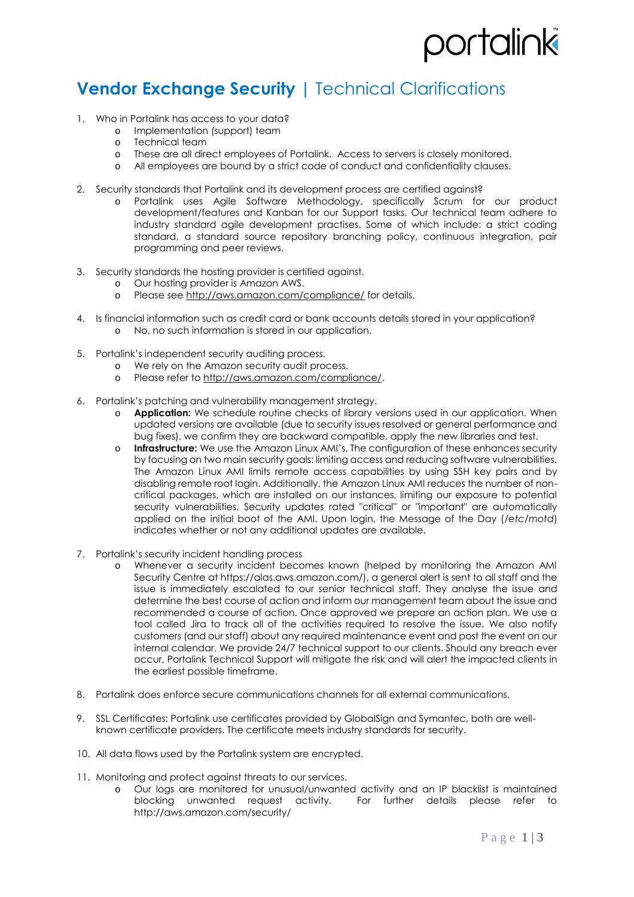portalink™

# **Vendor Exchange Security** | Technical Clarifications

1. Who in Portalink has access to your data?
   - Implementation (support) team
   - Technical team
   - These are all direct employees of Portalink. Access to servers is closely monitored.
   - All employees are bound by a strict code of conduct and confidentiality clauses.

2. Security standards that Portalink and its development process are certified against?
   - Portalink uses Agile Software Methodology, specifically Scrum for our product development/features and Kanban for our Support tasks. Our technical team adhere to industry standard agile development practises. Some of which include: a strict coding standard, a standard source repository branching policy, continuous integration, pair programming and peer reviews.

3. Security standards the hosting provider is certified against.
   - Our hosting provider is Amazon AWS.
   - Please see http://aws.amazon.com/compliance/ for details.

4. Is financial information such as credit card or bank accounts details stored in your application?
   - No, no such information is stored in our application.

5. Portalink's independent security auditing process.
   - We rely on the Amazon security audit process.
   - Please refer to http://aws.amazon.com/compliance/.

6. Portalink's patching and vulnerability management strategy.
   - **Application:** We schedule routine checks of library versions used in our application. When updated versions are available (due to security issues resolved or general performance and bug fixes), we confirm they are backward compatible, apply the new libraries and test.
   - **Infrastructure:** We use the Amazon Linux AMI's. The configuration of these enhances security by focusing on two main security goals: limiting access and reducing software vulnerabilities. The Amazon Linux AMI limits remote access capabilities by using SSH key pairs and by disabling remote root login. Additionally, the Amazon Linux AMI reduces the number of non-critical packages, which are installed on our instances, limiting our exposure to potential security vulnerabilities. Security updates rated "critical" or "important" are automatically applied on the initial boot of the AMI. Upon login, the Message of the Day (*/etc/motd*) indicates whether or not any additional updates are available.

7. Portalink's security incident handling process
   - Whenever a security incident becomes known (helped by monitoring the Amazon AMI Security Centre at https://alas.aws.amazon.com/), a general alert is sent to all staff and the issue is immediately escalated to our senior technical staff. They analyse the issue and determine the best course of action and inform our management team about the issue and recommended a course of action. Once approved we prepare an action plan. We use a tool called Jira to track all of the activities required to resolve the issue. We also notify customers (and our staff) about any required maintenance event and post the event on our internal calendar. We provide 24/7 technical support to our clients. Should any breach ever occur, Portalink Technical Support will mitigate the risk and will alert the impacted clients in the earliest possible timeframe.

8. Portalink does enforce secure communications channels for all external communications.

9. SSL Certificates: Portalink use certificates provided by GlobalSign and Symantec, both are well-known certificate providers. The certificate meets industry standards for security.

10. All data flows used by the Portalink system are encrypted.

11. Monitoring and protect against threats to our services.
    - Our logs are monitored for unusual/unwanted activity and an IP blacklist is maintained blocking unwanted request activity. For further details please refer to http://aws.amazon.com/security/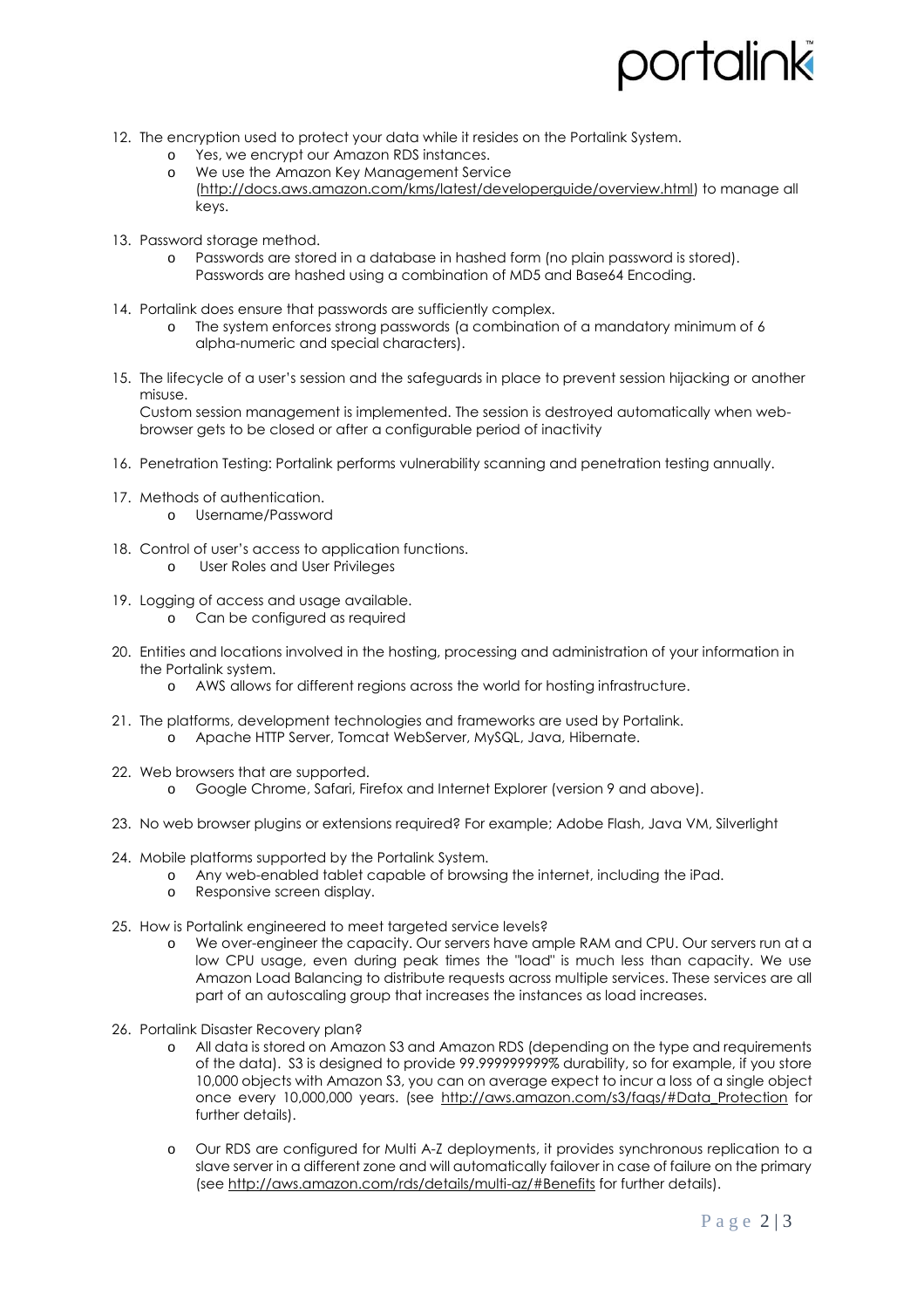12. The encryption used to protect your data while it resides on the Portalink System.
    - Yes, we encrypt our Amazon RDS instances.
    - We use the Amazon Key Management Service (http://docs.aws.amazon.com/kms/latest/developerguide/overview.html) to manage all keys.

13. Password storage method.
    - Passwords are stored in a database in hashed form (no plain password is stored). Passwords are hashed using a combination of MD5 and Base64 Encoding.

14. Portalink does ensure that passwords are sufficiently complex.
    - The system enforces strong passwords (a combination of a mandatory minimum of 6 alpha-numeric and special characters).

15. The lifecycle of a user's session and the safeguards in place to prevent session hijacking or another misuse.
    Custom session management is implemented. The session is destroyed automatically when web-browser gets to be closed or after a configurable period of inactivity

16. Penetration Testing: Portalink performs vulnerability scanning and penetration testing annually.

17. Methods of authentication.
    - Username/Password

18. Control of user's access to application functions.
    - User Roles and User Privileges

19. Logging of access and usage available.
    - Can be configured as required

20. Entities and locations involved in the hosting, processing and administration of your information in the Portalink system.
    - AWS allows for different regions across the world for hosting infrastructure.

21. The platforms, development technologies and frameworks are used by Portalink.
    - Apache HTTP Server, Tomcat WebServer, MySQL, Java, Hibernate.

22. Web browsers that are supported.
    - Google Chrome, Safari, Firefox and Internet Explorer (version 9 and above).

23. No web browser plugins or extensions required? For example; Adobe Flash, Java VM, Silverlight

24. Mobile platforms supported by the Portalink System.
    - Any web-enabled tablet capable of browsing the internet, including the iPad.
    - Responsive screen display.

25. How is Portalink engineered to meet targeted service levels?
    - We over-engineer the capacity. Our servers have ample RAM and CPU. Our servers run at a low CPU usage, even during peak times the "load" is much less than capacity. We use Amazon Load Balancing to distribute requests across multiple services. These services are all part of an autoscaling group that increases the instances as load increases.

26. Portalink Disaster Recovery plan?
    - All data is stored on Amazon S3 and Amazon RDS (depending on the type and requirements of the data). S3 is designed to provide 99.999999999% durability, so for example, if you store 10,000 objects with Amazon S3, you can on average expect to incur a loss of a single object once every 10,000,000 years. (see http://aws.amazon.com/s3/faqs/#Data_Protection for further details).

    - Our RDS are configured for Multi A-Z deployments, it provides synchronous replication to a slave server in a different zone and will automatically failover in case of failure on the primary (see http://aws.amazon.com/rds/details/multi-az/#Benefits for further details).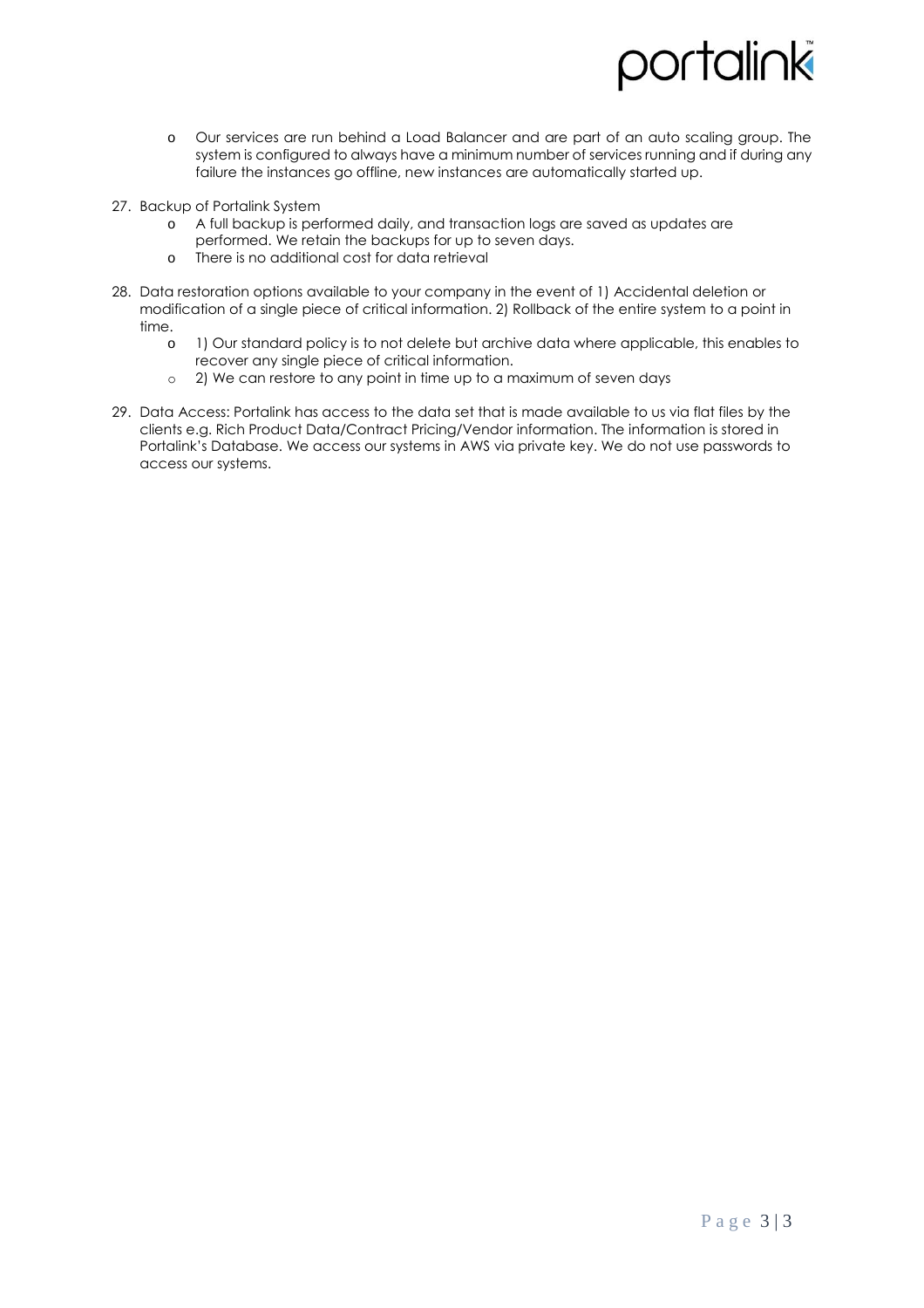- Our services are run behind a Load Balancer and are part of an auto scaling group. The system is configured to always have a minimum number of services running and if during any failure the instances go offline, new instances are automatically started up.

27. Backup of Portalink System
    - A full backup is performed daily, and transaction logs are saved as updates are performed. We retain the backups for up to seven days.
    - There is no additional cost for data retrieval

28. Data restoration options available to your company in the event of 1) Accidental deletion or modification of a single piece of critical information. 2) Rollback of the entire system to a point in time.
    - 1) Our standard policy is to not delete but archive data where applicable, this enables to recover any single piece of critical information.
    - 2) We can restore to any point in time up to a maximum of seven days

29. Data Access: Portalink has access to the data set that is made available to us via flat files by the clients e.g. Rich Product Data/Contract Pricing/Vendor information. The information is stored in Portalink's Database. We access our systems in AWS via private key. We do not use passwords to access our systems.